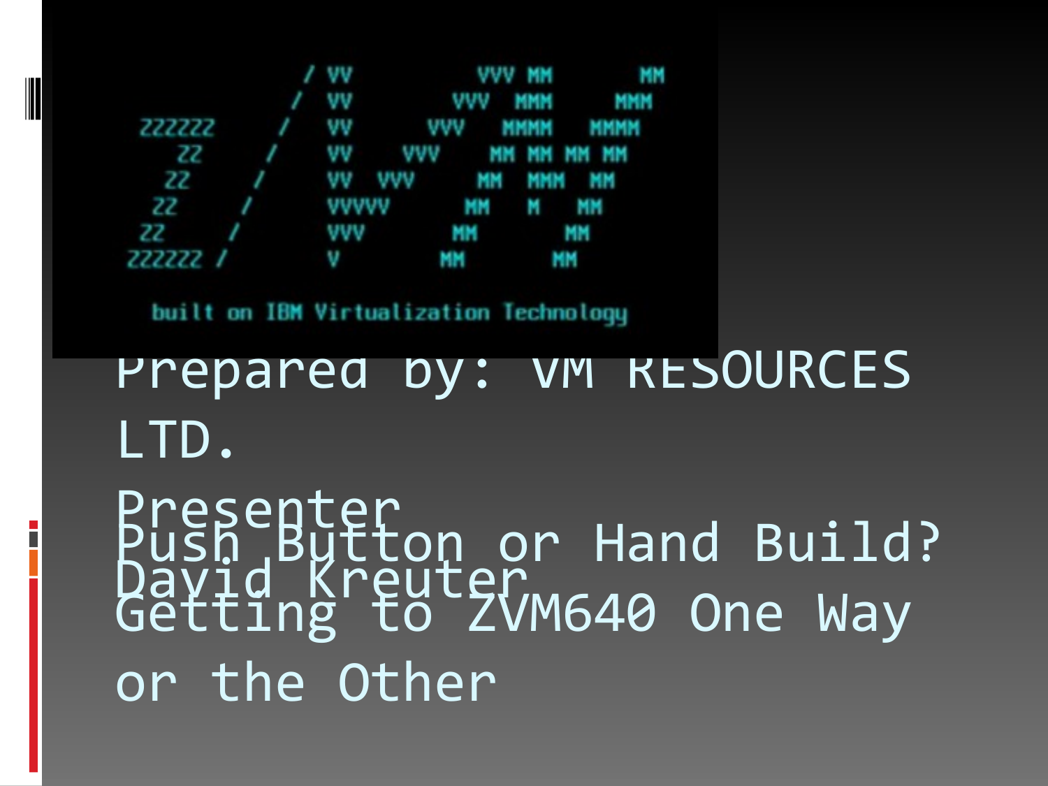```
        / VV          VVV MM       MM
       /  VV        VVV  MMM     MMM
ZZZZZZ    /   VV      VVV   MMMM   MMMM
    ZZ   /    VV    VVV    MM MM MM MM
   ZZ   /     VV  VVV     MM  MMM  MM
  ZZ   /      VVVVV      MM    M   MM
 ZZ   /       VVV       MM         MM
ZZZZZZ /      V        MM         MM

   built on IBM Virtualization Technology
```

# Push Button or Hand Build? Getting to ZVM640 One Way or the Other

Prepared by: VM RESOURCES LTD.

Presenter

David Kreuter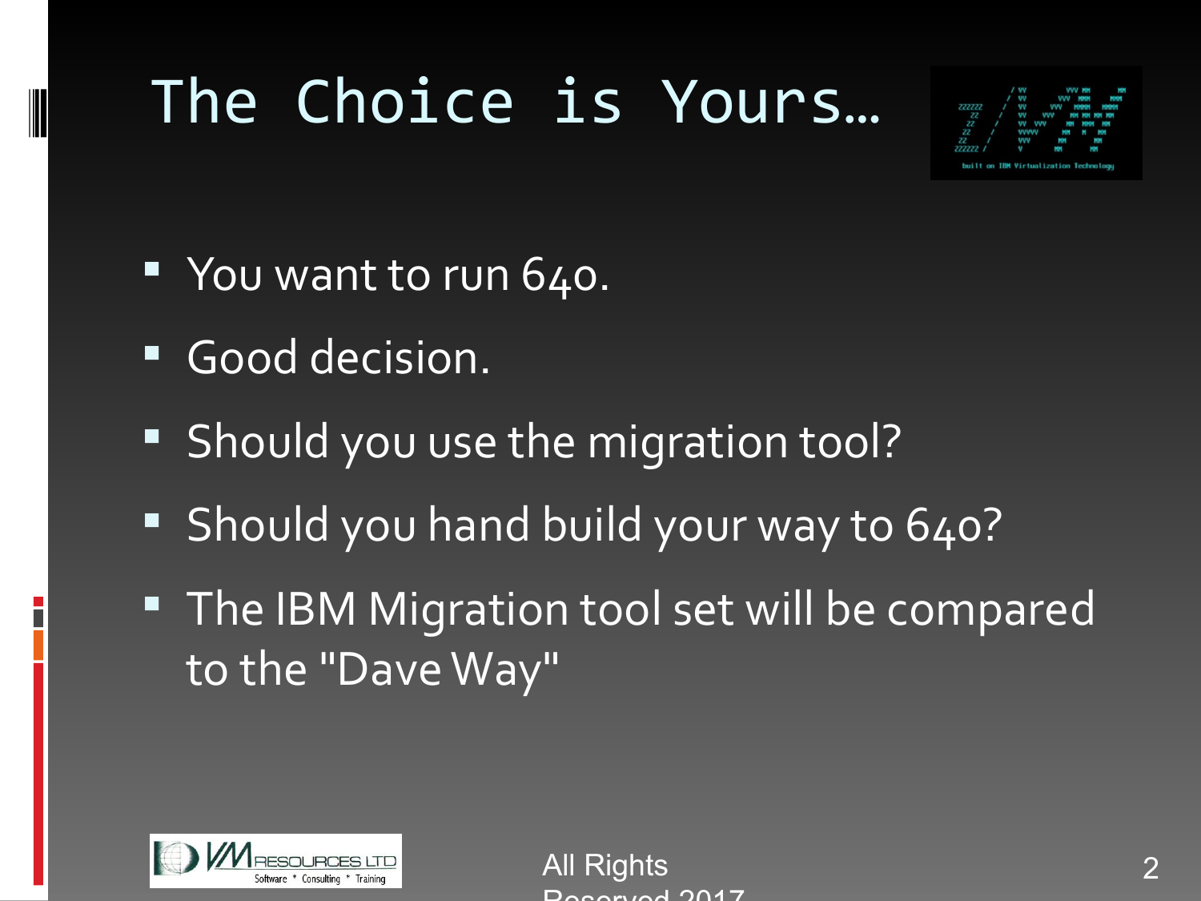# The Choice is Yours…

- You want to run 640.
- Good decision.
- Should you use the migration tool?
- Should you hand build your way to 640?
- The IBM Migration tool set will be compared to the "Dave Way"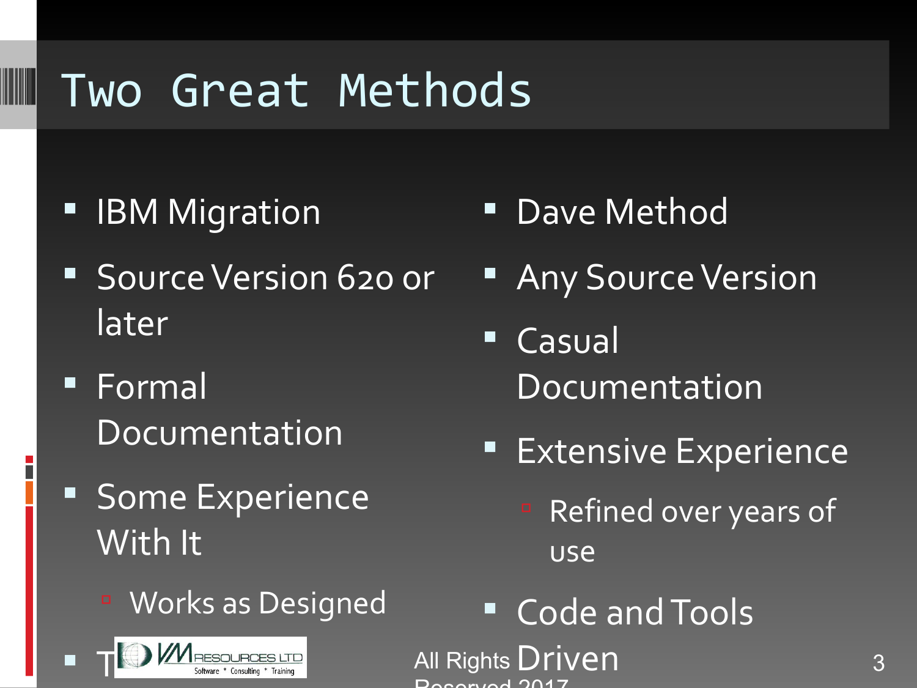# Two Great Methods

- IBM Migration
- Source Version 620 or later
- Formal Documentation
- Some Experience With It
  - Works as Designed
- T

- Dave Method
- Any Source Version
- Casual Documentation
- Extensive Experience
  - Refined over years of use
- Code and Tools Driven

All Rights Reserved 2017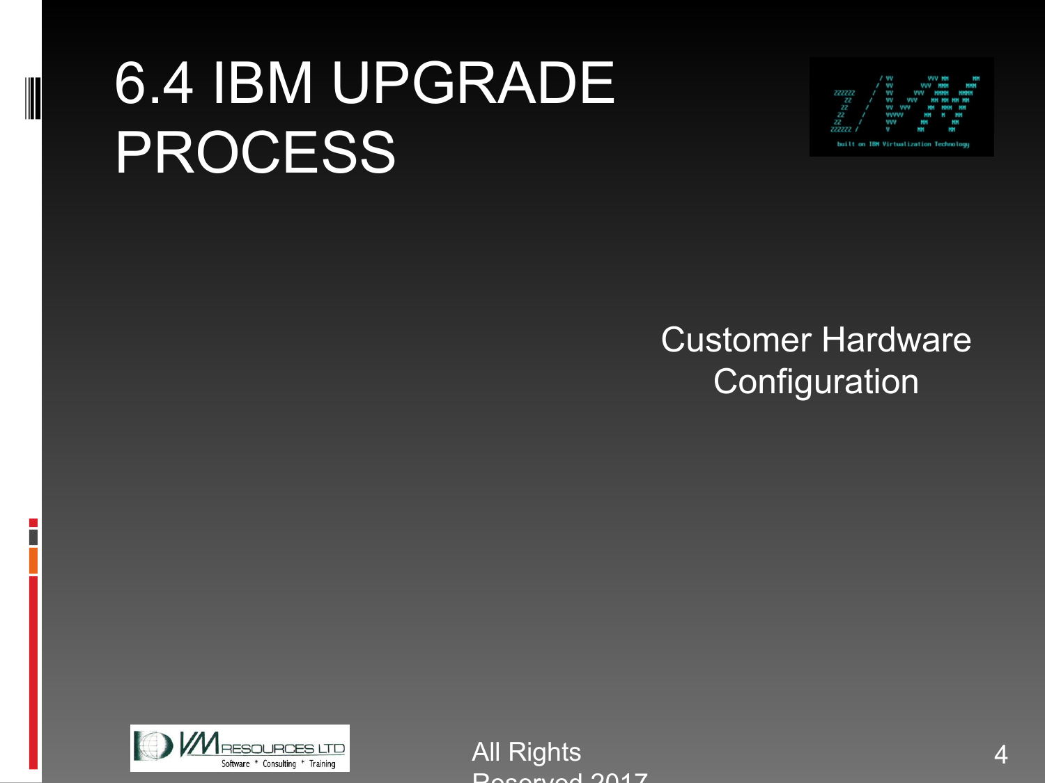# 6.4 IBM UPGRADE PROCESS

Customer Hardware Configuration

All Rights Reserved 2017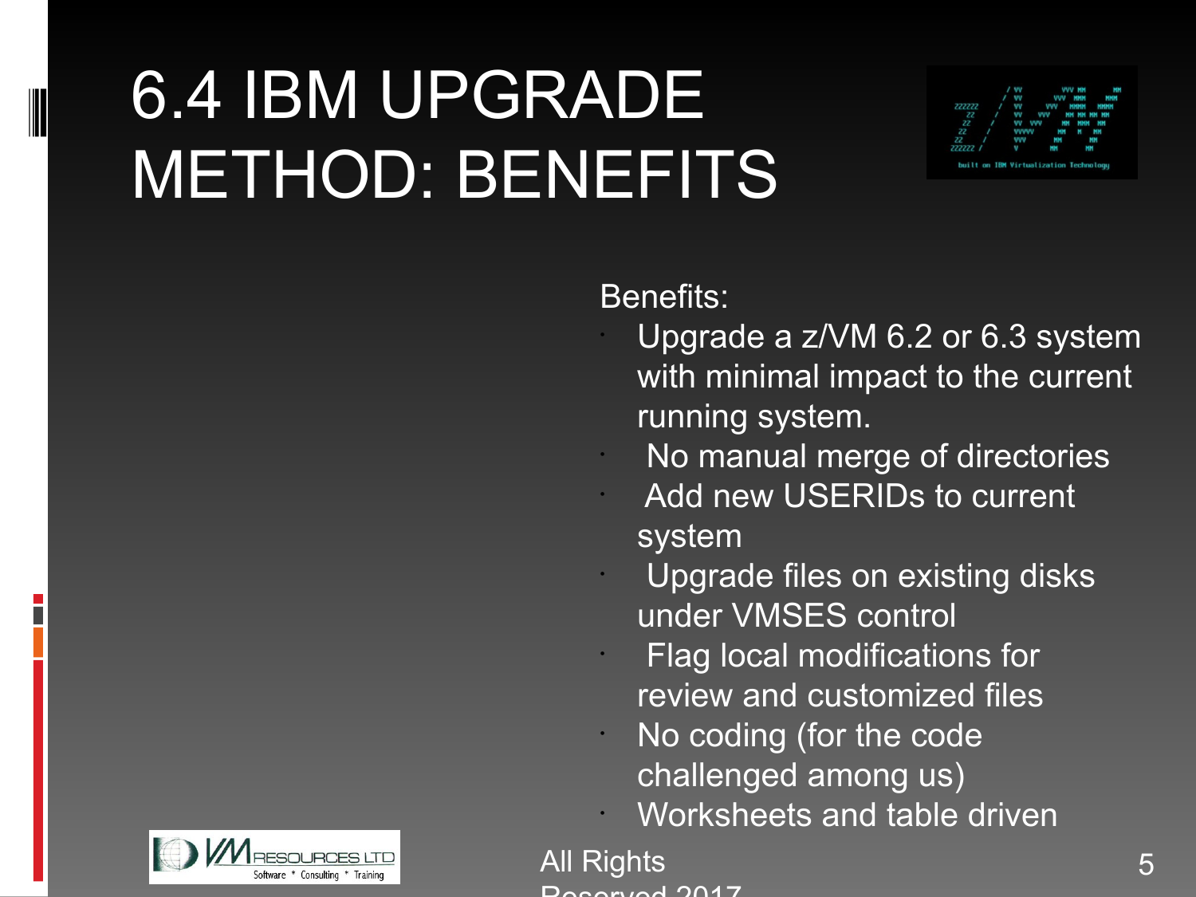# 6.4 IBM UPGRADE METHOD: BENEFITS

Benefits:

- Upgrade a z/VM 6.2 or 6.3 system with minimal impact to the current running system.
- No manual merge of directories
- Add new USERIDs to current system
- Upgrade files on existing disks under VMSES control
- Flag local modifications for review and customized files
- No coding (for the code challenged among us)
- Worksheets and table driven

All Rights Reserved 2017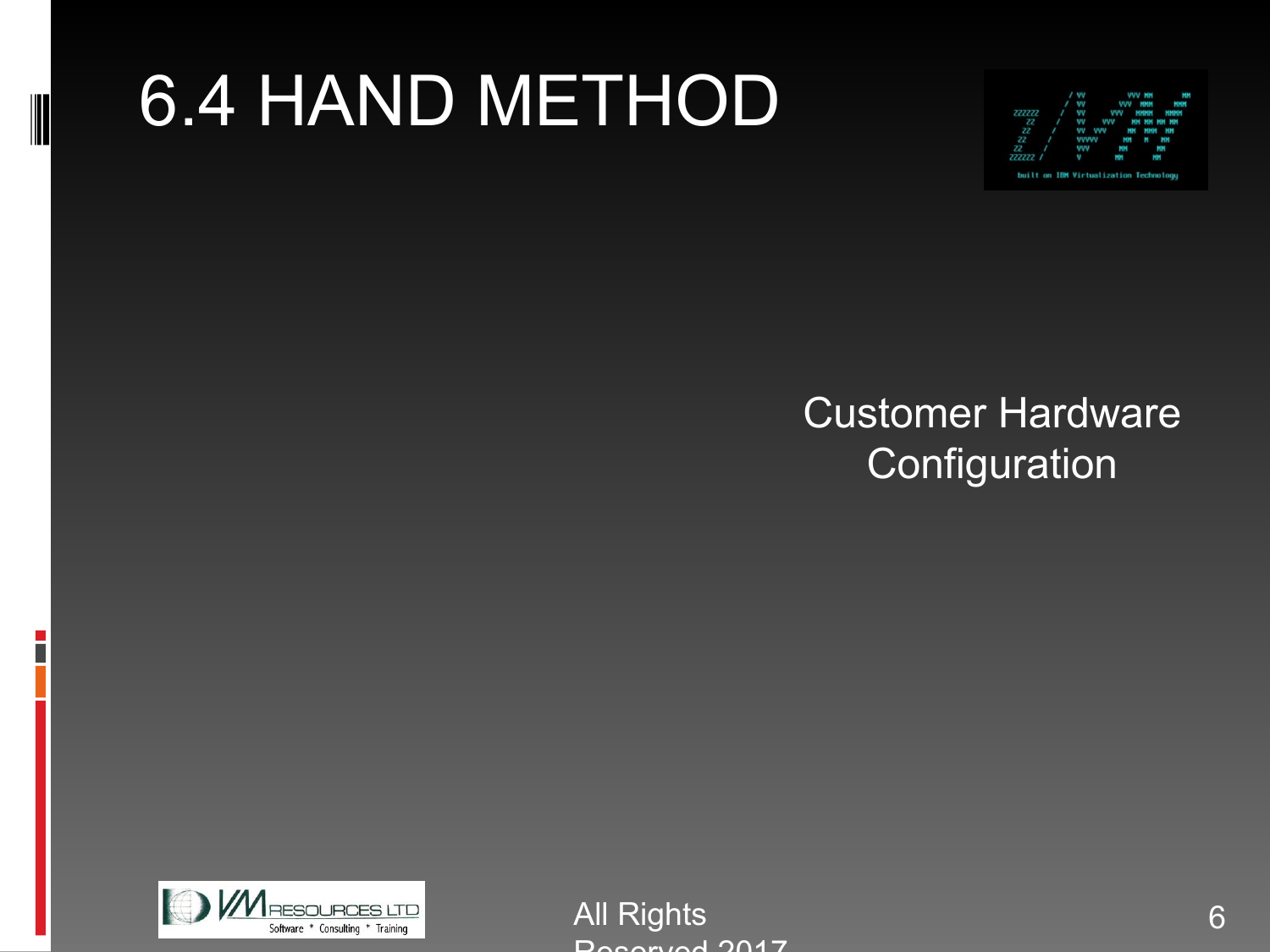# 6.4 HAND METHOD

Customer Hardware Configuration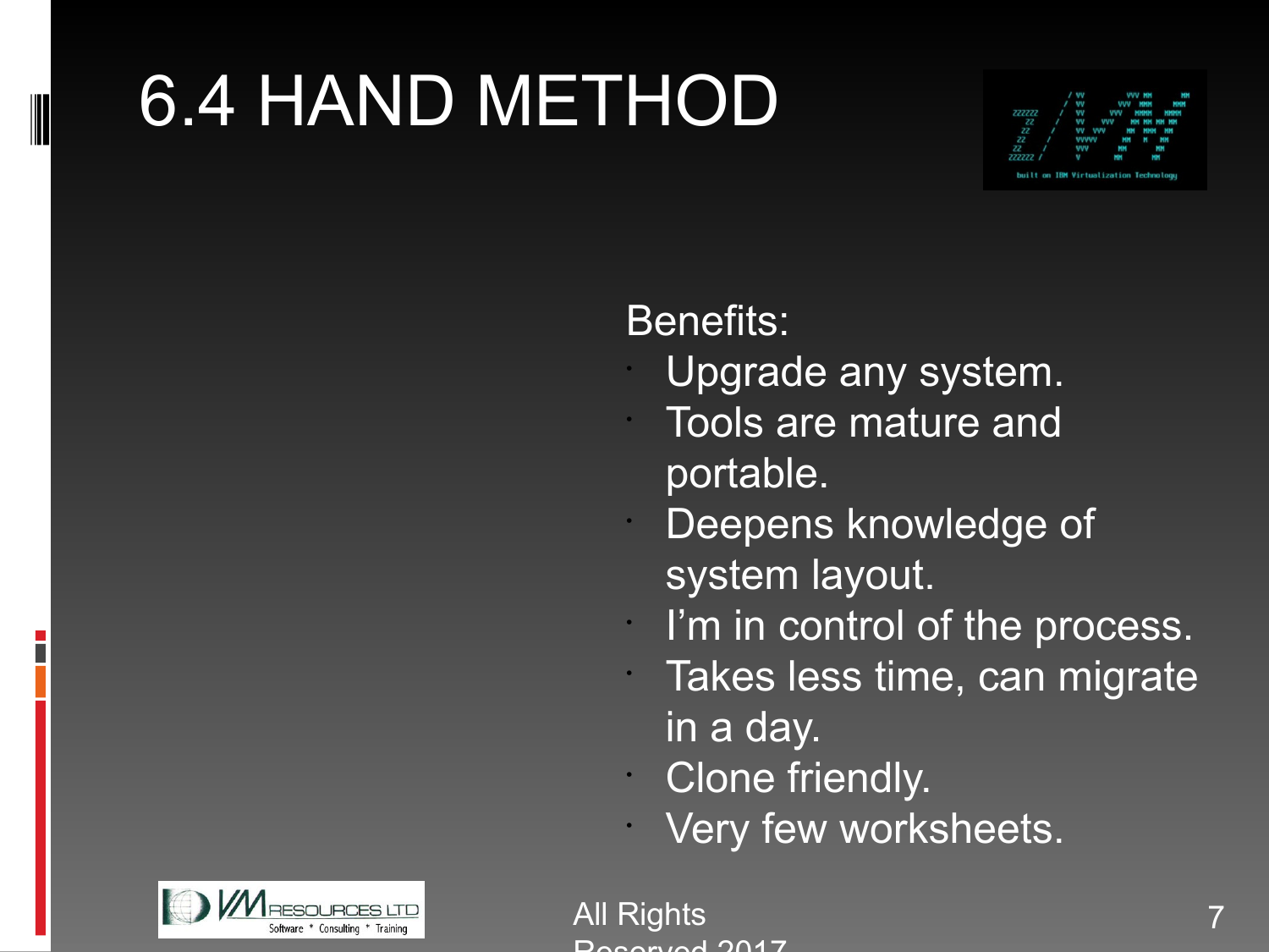# 6.4 HAND METHOD

Benefits:

- Upgrade any system.
- Tools are mature and portable.
- Deepens knowledge of system layout.
- I'm in control of the process.
- Takes less time, can migrate in a day.
- Clone friendly.
- Very few worksheets.

All Rights Reserved 2017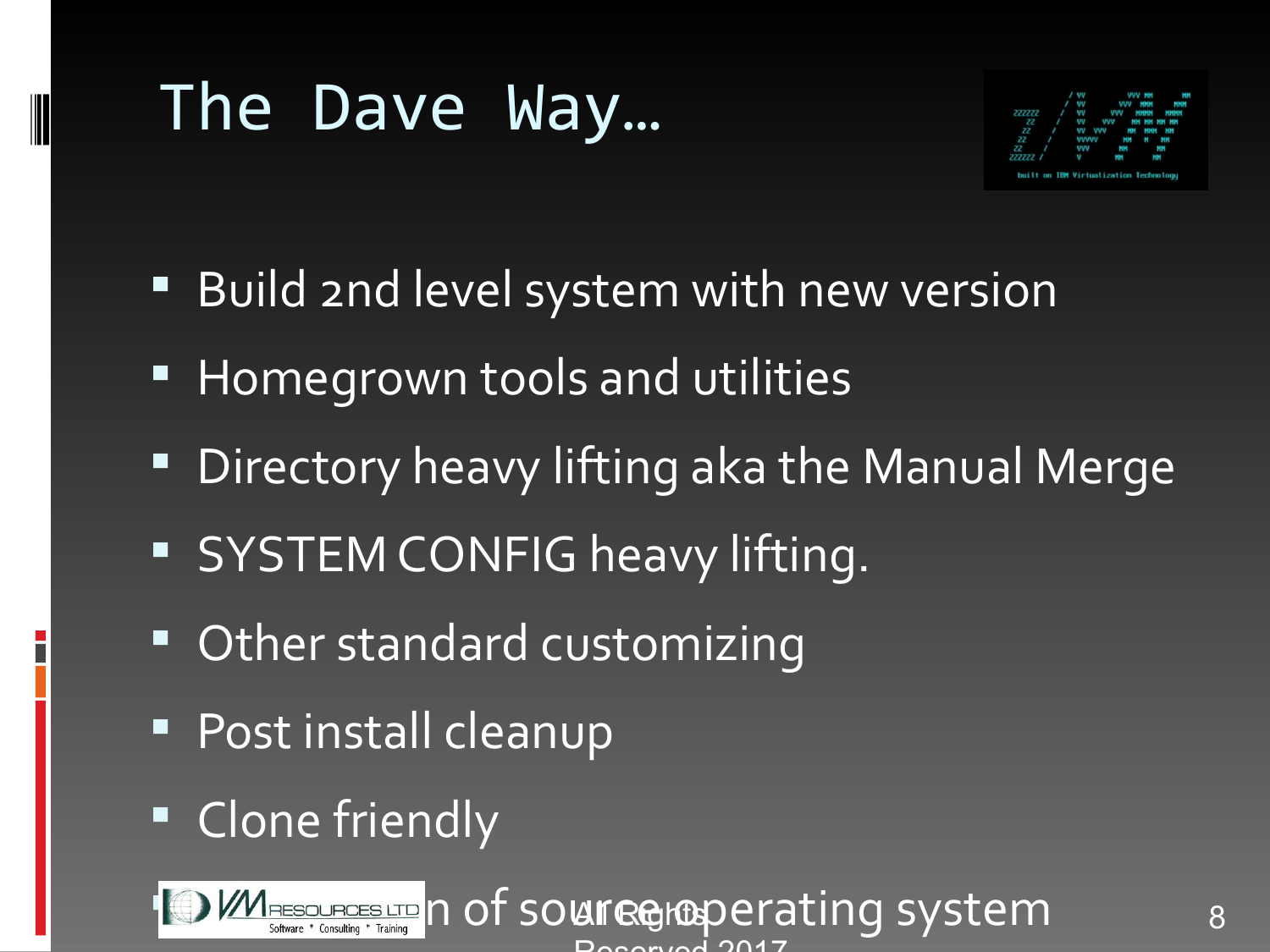# The Dave Way…

- Build 2nd level system with new version
- Homegrown tools and utilities
- Directory heavy lifting aka the Manual Merge
- SYSTEM CONFIG heavy lifting.
- Other standard customizing
- Post install cleanup
- Clone friendly
- …n of source operating system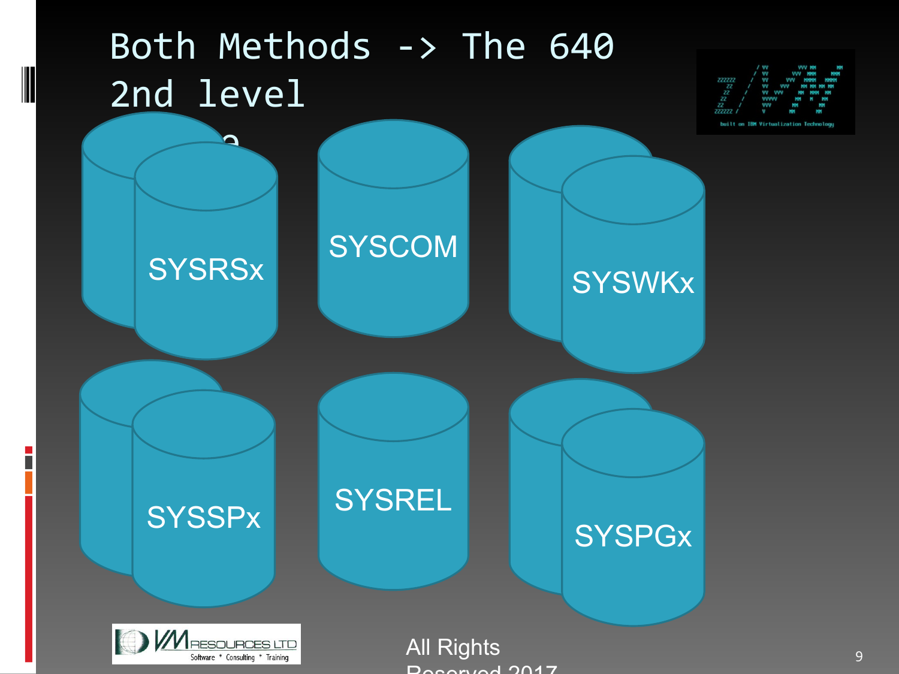# Both Methods -> The 640 2nd level

SYSRSx

SYSCOM

SYSWKx

SYSSPx

SYSREL

SYSPGx

All Rights Reserved 2017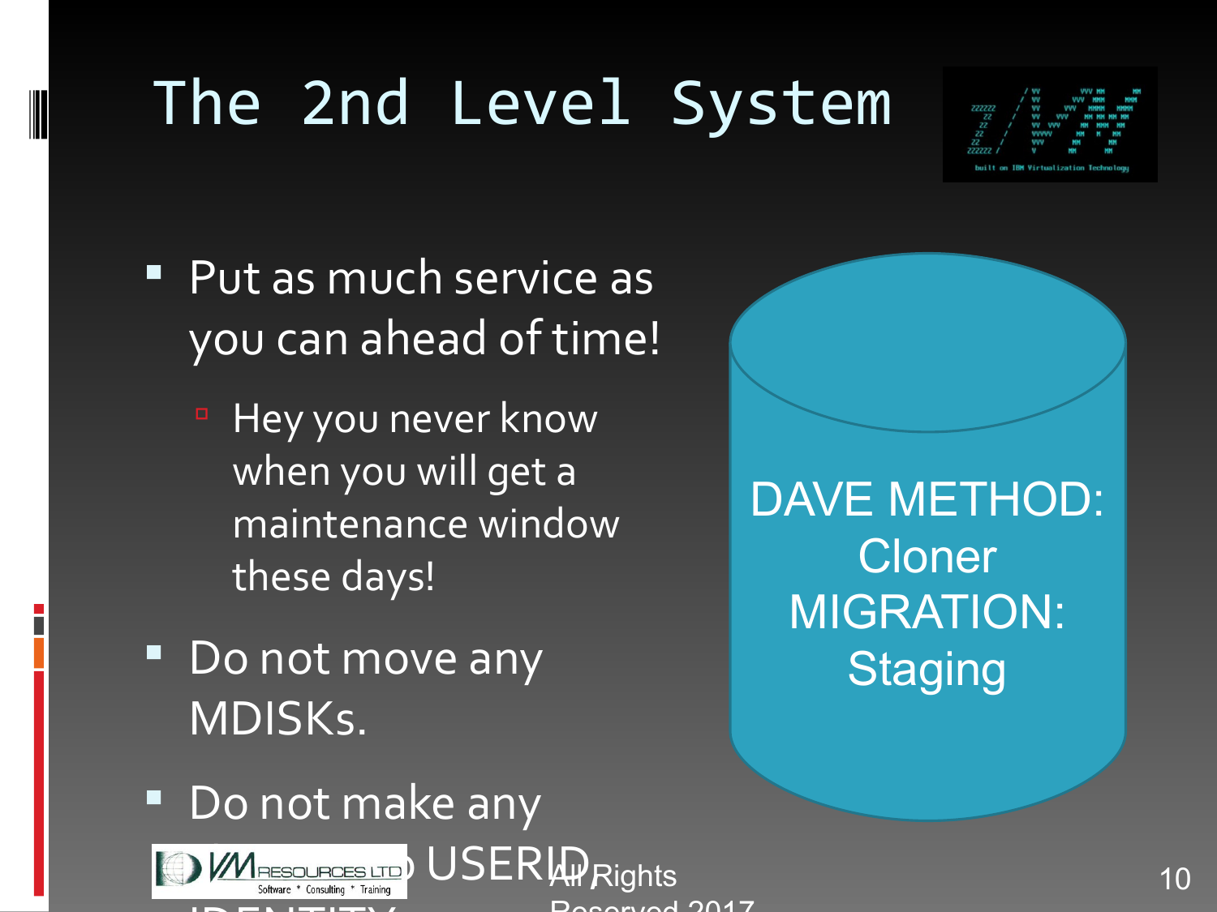# The 2nd Level System

- Put as much service as you can ahead of time!
  - Hey you never know when you will get a maintenance window these days!
- Do not move any MDISKs.
- Do not make any ... USERID IDENTITY

DAVE METHOD: Cloner
MIGRATION: Staging

All Rights Reserved 2017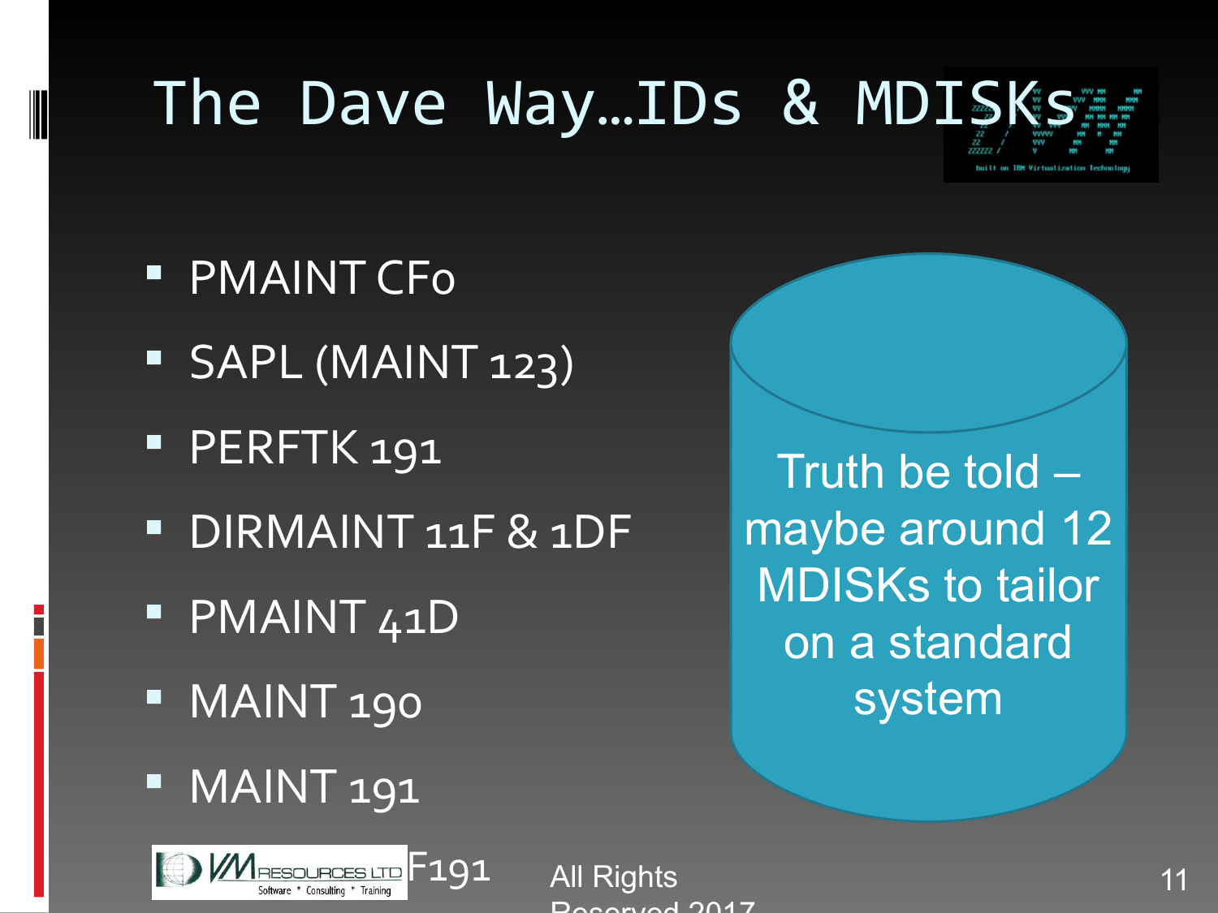# The Dave Way…IDs & MDISKs

- PMAINT CF0
- SAPL (MAINT 123)
- PERFTK 191
- DIRMAINT 11F & 1DF
- PMAINT 41D
- MAINT 190
- MAINT 191
- F191

Truth be told – maybe around 12 MDISKs to tailor on a standard system

All Rights Reserved 2017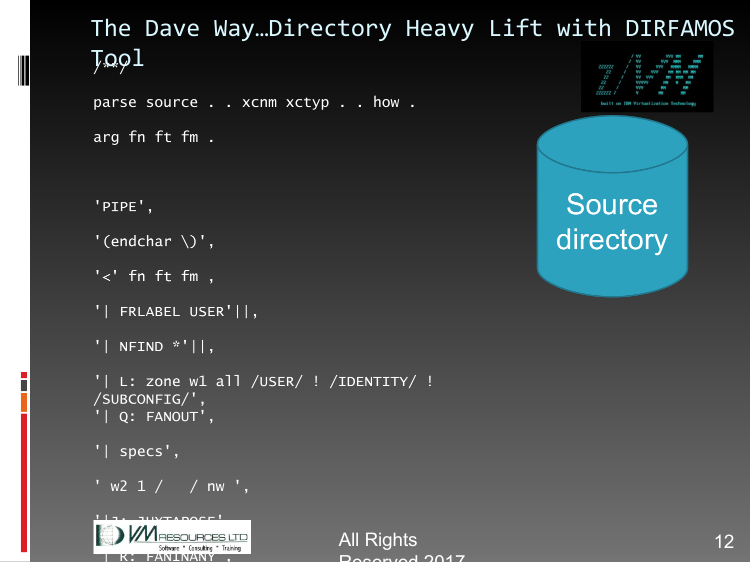# The Dave Way…Directory Heavy Lift with DIRFAMOS Tool

```
/**/
parse source . . xcnm xctyp . . how .

arg fn ft fm .


'PIPE',

'(endchar \)',

'<' fn ft fm ,

'| FRLABEL USER'||,

'| NFIND *'||,

'| L: zone w1 all /USER/ ! /IDENTITY/ !
/SUBCONFIG/',
'| Q: FANOUT',

'| specs',

' w2 1 /   / nw ',

'| J: JUXTAPOSE',

'| R: FANINANY',
```

Source directory

All Rights Reserved 2017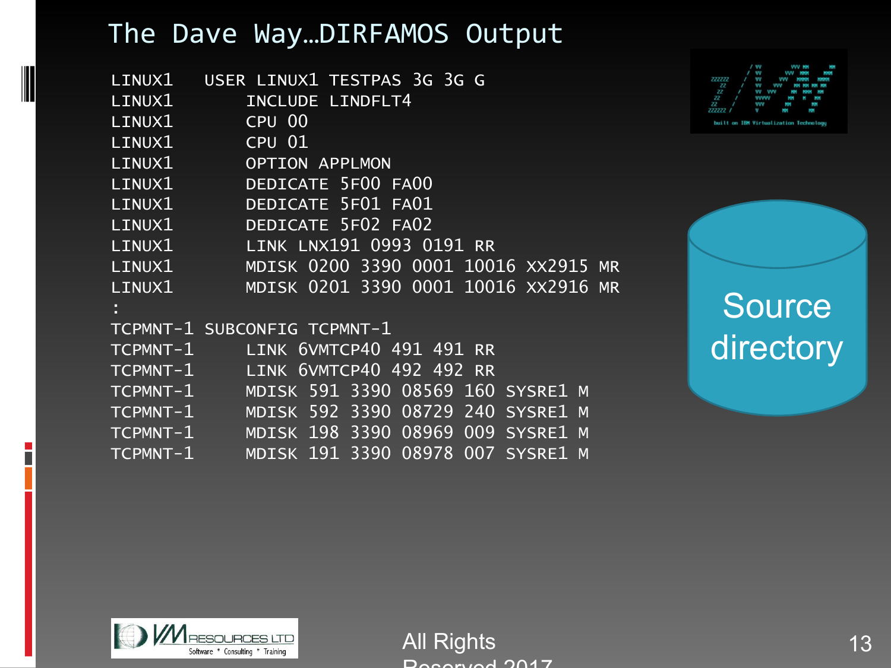# The Dave Way…DIRFAMOS Output

```
LINUX1   USER LINUX1 TESTPAS 3G 3G G
LINUX1        INCLUDE LINDFLT4
LINUX1        CPU 00
LINUX1        CPU 01
LINUX1        OPTION APPLMON
LINUX1        DEDICATE 5F00 FA00
LINUX1        DEDICATE 5F01 FA01
LINUX1        DEDICATE 5F02 FA02
LINUX1        LINK LNX191 0993 0191 RR
LINUX1        MDISK 0200 3390 0001 10016 XX2915 MR
LINUX1        MDISK 0201 3390 0001 10016 XX2916 MR
:
TCPMNT-1 SUBCONFIG TCPMNT-1
TCPMNT-1      LINK 6VMTCP40 491 491 RR
TCPMNT-1      LINK 6VMTCP40 492 492 RR
TCPMNT-1      MDISK 591 3390 08569 160 SYSRE1 M
TCPMNT-1      MDISK 592 3390 08729 240 SYSRE1 M
TCPMNT-1      MDISK 198 3390 08969 009 SYSRE1 M
TCPMNT-1      MDISK 191 3390 08978 007 SYSRE1 M
```

Source directory

All Rights Reserved 2017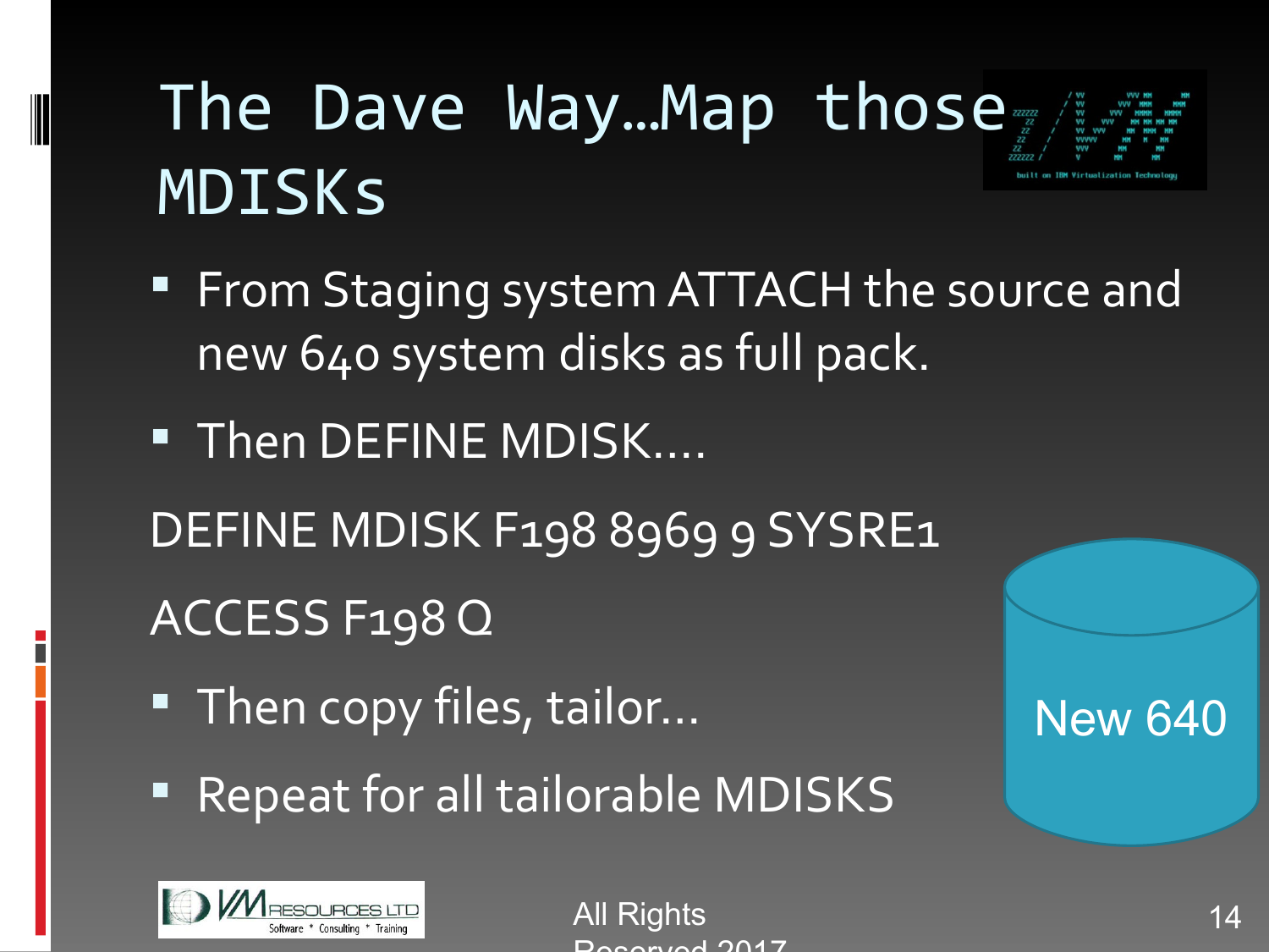# The Dave Way…Map those MDISKs

- From Staging system ATTACH the source and new 640 system disks as full pack.
- Then DEFINE MDISK….

DEFINE MDISK F198 8969 9 SYSRE1

ACCESS F198 Q

- Then copy files, tailor…
- Repeat for all tailorable MDISKS

New 640

All Rights Reserved 2017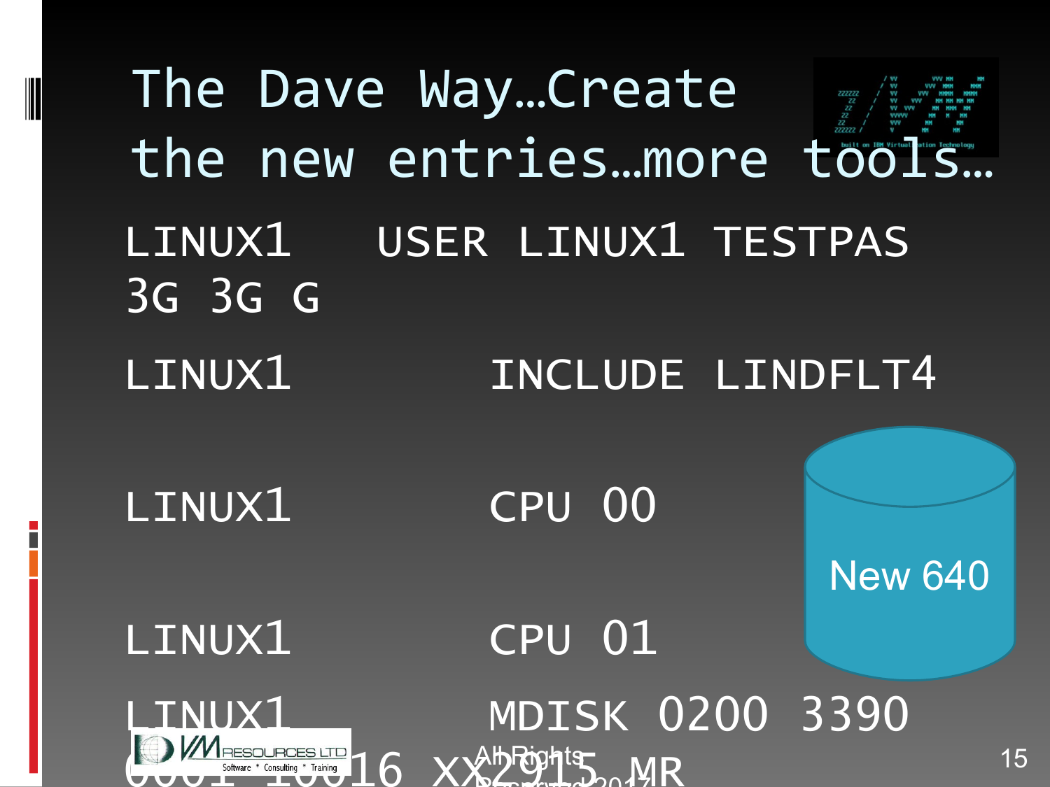# The Dave Way…Create the new entries…more tools…

LINUX1 USER LINUX1 TESTPAS 3G 3G G

LINUX1 INCLUDE LINDFLT4

LINUX1 CPU 00

LINUX1 CPU 01

LINUX1 MDISK 0200 3390 0001 10016 XX2915 MR

New 640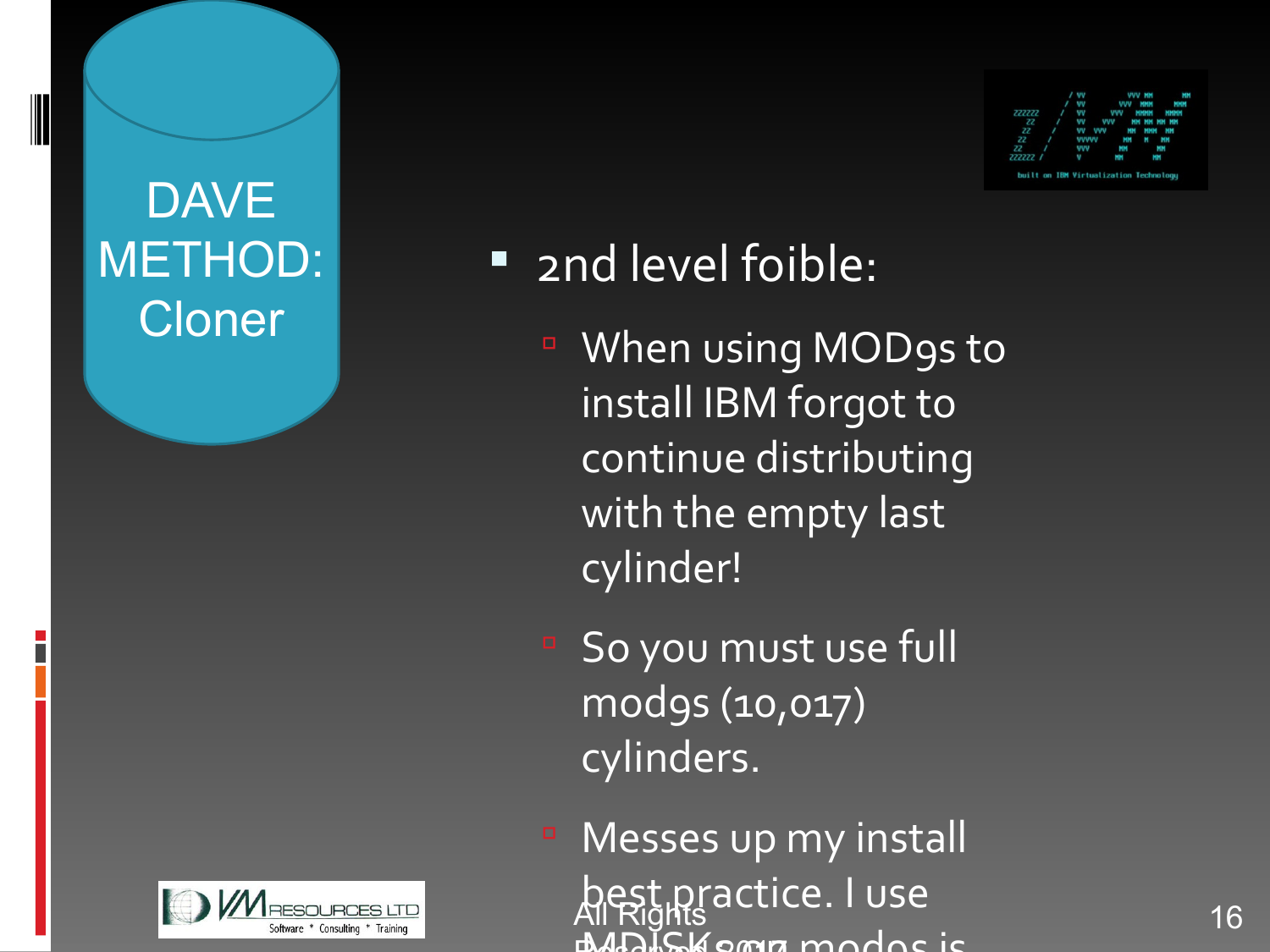DAVE METHOD: Cloner

- 2nd level foible:
  - When using MOD9s to install IBM forgot to continue distributing with the empty last cylinder!
  - So you must use full mod9s (10,017) cylinders.
  - Messes up my install best practice. I use MDISK 2017 mod9s is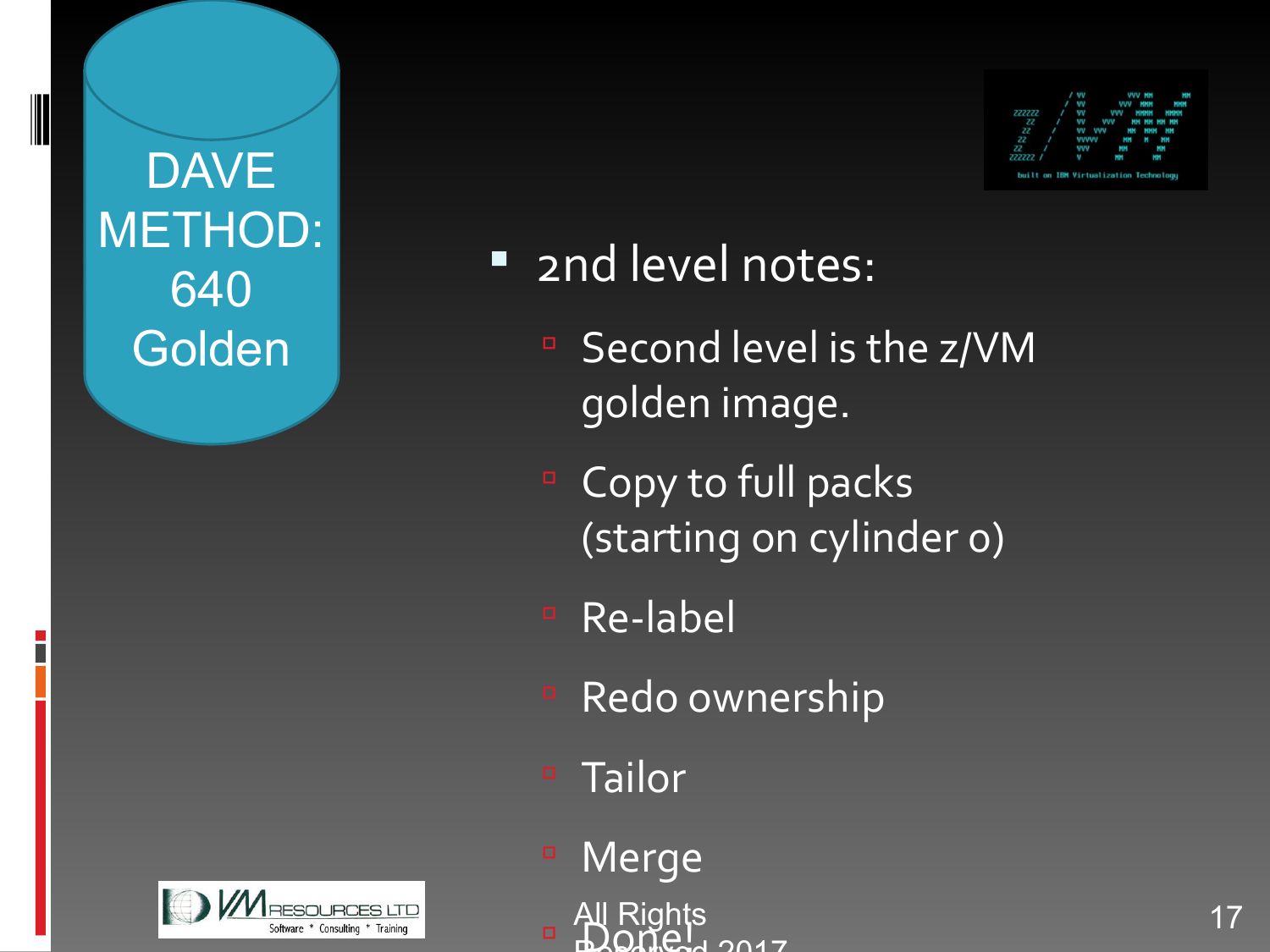DAVE METHOD: 640 Golden

- 2nd level notes:
  - Second level is the z/VM golden image.
  - Copy to full packs (starting on cylinder 0)
  - Re-label
  - Redo ownership
  - Tailor
  - Merge
  - Done!

All Rights Reserved 2017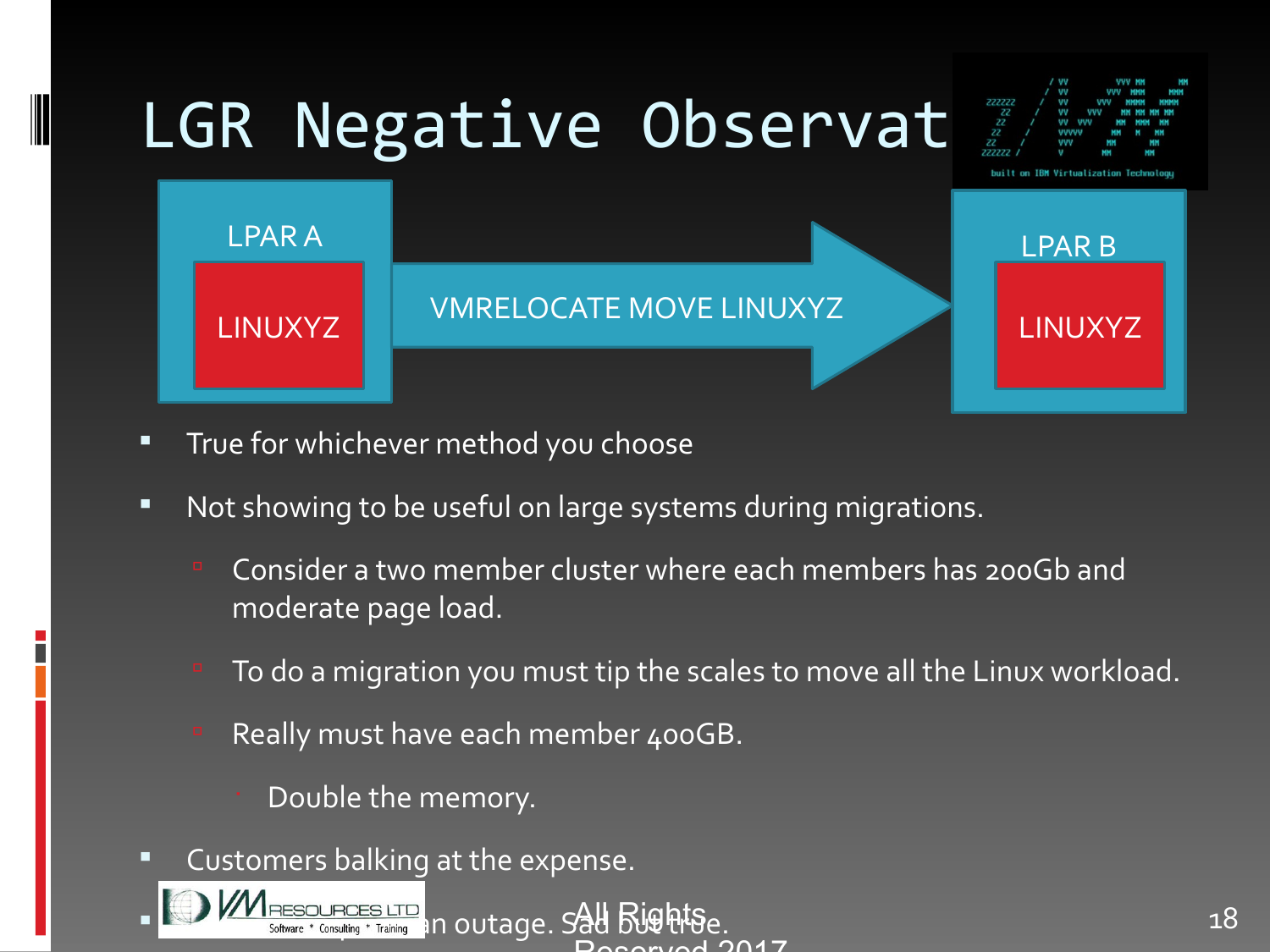# LGR Negative Observat

LPAR A

LINUXYZ

VMRELOCATE MOVE LINUXYZ

LPAR B

LINUXYZ

- True for whichever method you choose
- Not showing to be useful on large systems during migrations.
  - Consider a two member cluster where each members has 200Gb and moderate page load.
  - To do a migration you must tip the scales to move all the Linux workload.
  - Really must have each member 400GB.
    - Double the memory.
- Customers balking at the expense.
- ...an outage. Sad but true.

All Rights Reserved 2017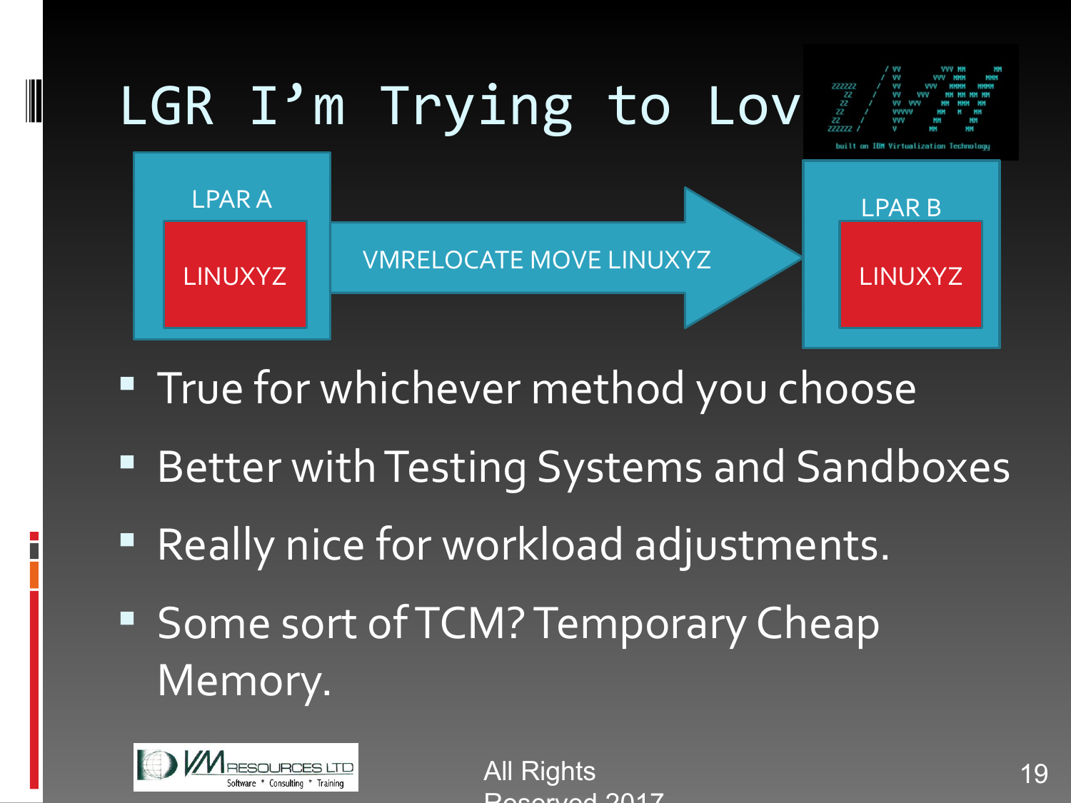# LGR I'm Trying to Lov

LPAR A

LINUXYZ

VMRELOCATE MOVE LINUXYZ

LPAR B

LINUXYZ

- True for whichever method you choose
- Better with Testing Systems and Sandboxes
- Really nice for workload adjustments.
- Some sort of TCM? Temporary Cheap Memory.

All Rights Reserved 2017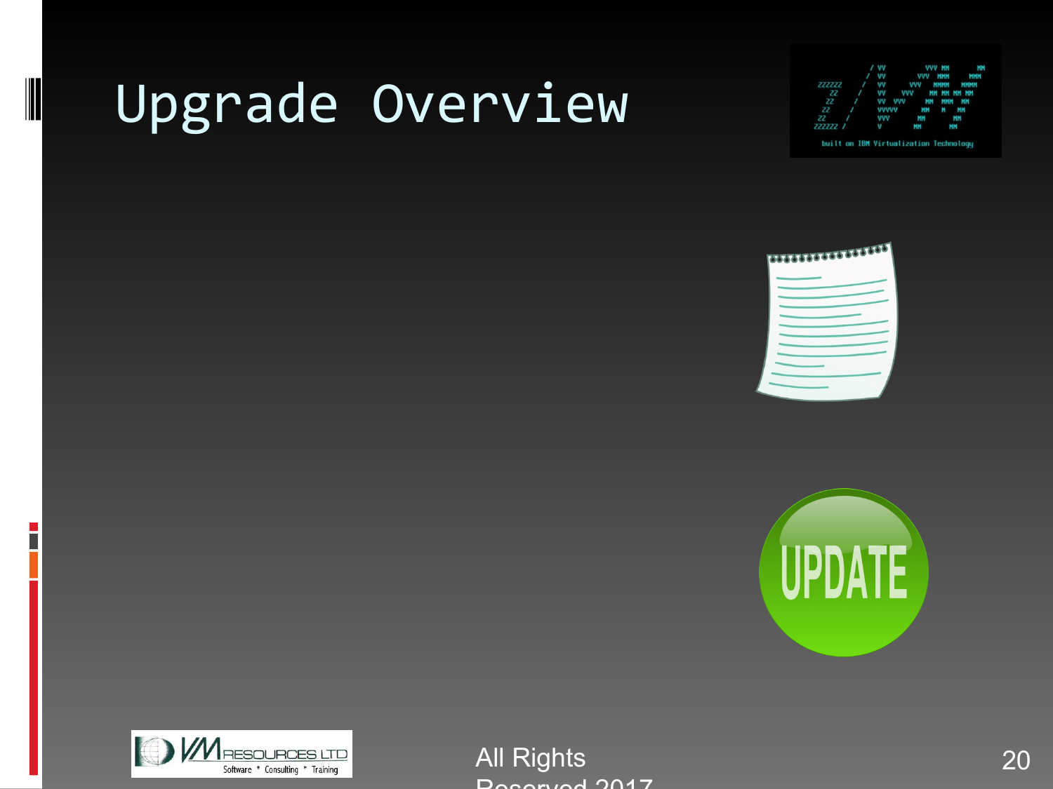# Upgrade Overview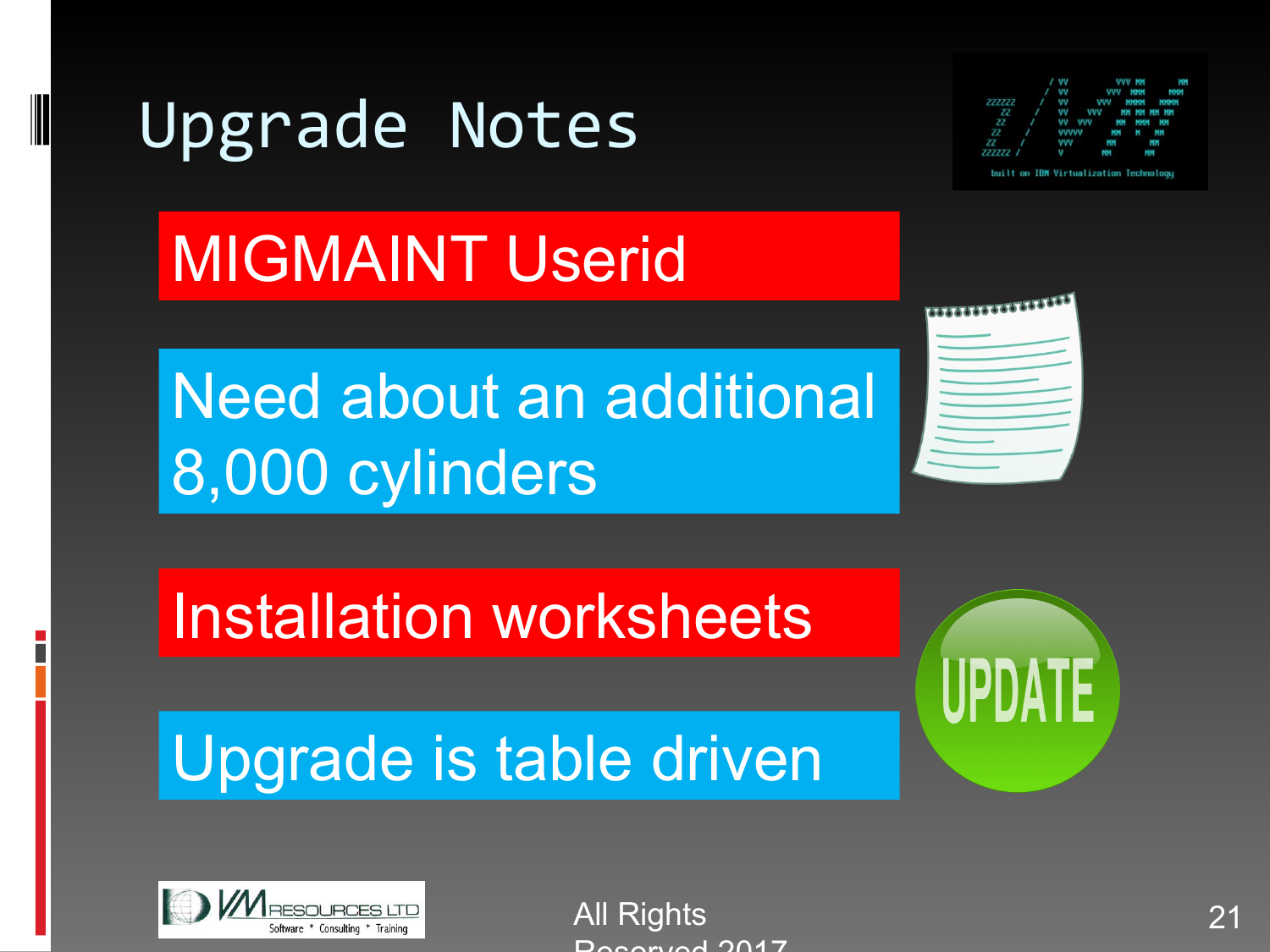# Upgrade Notes

- MIGMAINT Userid
- Need about an additional 8,000 cylinders
- Installation worksheets
- Upgrade is table driven

All Rights Reserved 2017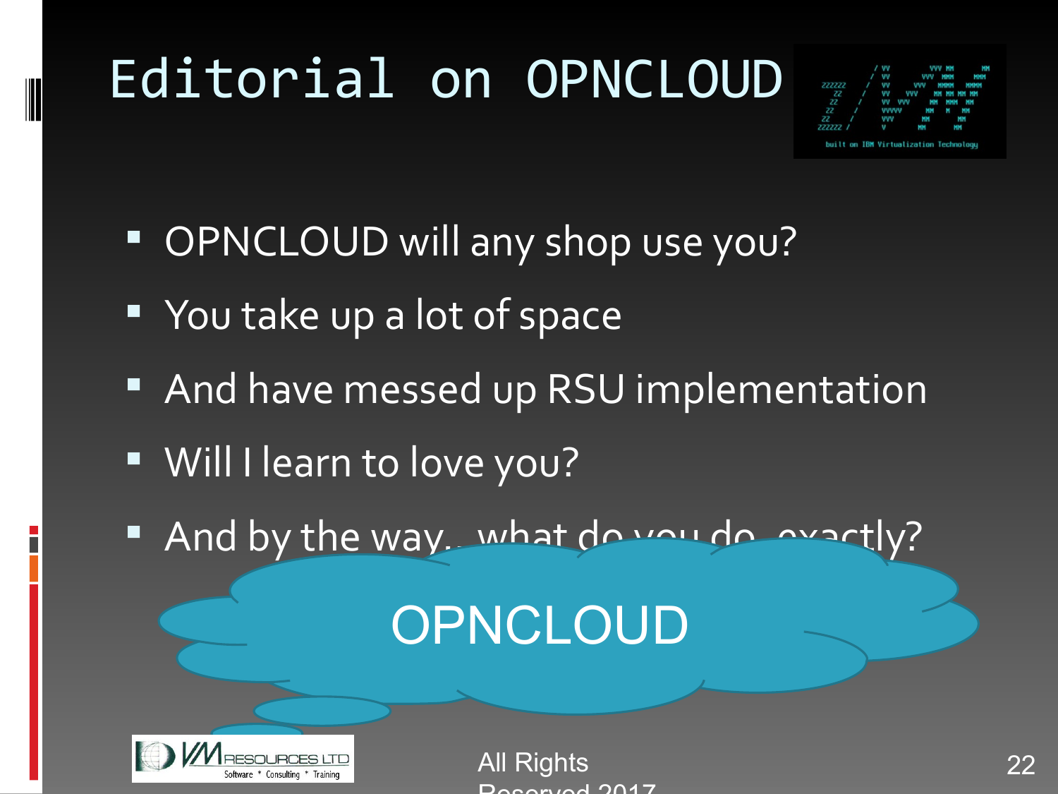# Editorial on OPNCLOUD

- OPNCLOUD will any shop use you?
- You take up a lot of space
- And have messed up RSU implementation
- Will I learn to love you?
- And by the way.. what do you do, exactly?

OPNCLOUD

All Rights Reserved 2017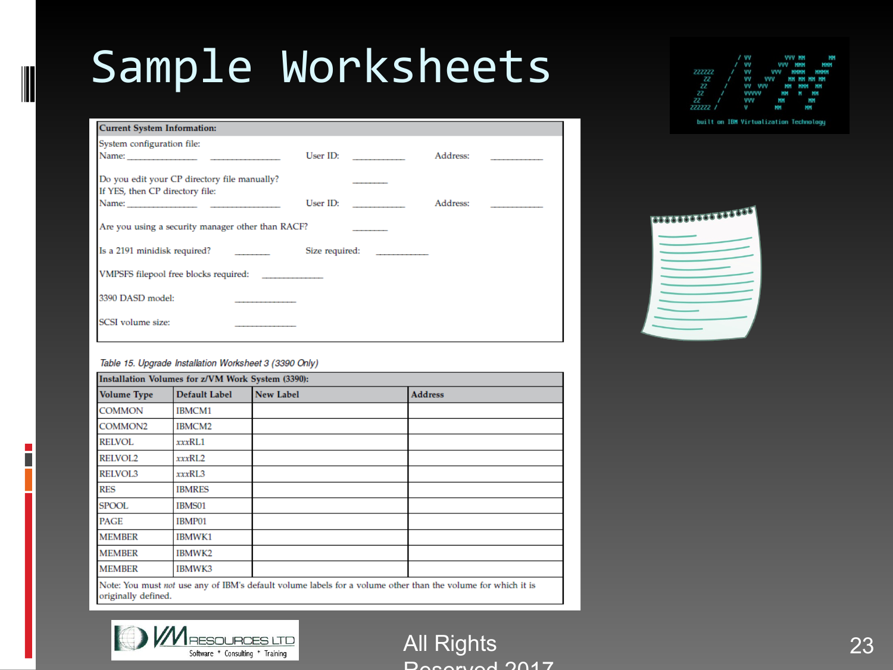# Sample Worksheets

**Current System Information:**

System configuration file:
Name: ______________ ______________ User ID: __________ Address: __________

Do you edit your CP directory file manually? _______
If YES, then CP directory file:
Name: ______________ ______________ User ID: __________ Address: __________

Are you using a security manager other than RACF? _______

Is a 2191 minidisk required? _______ Size required: __________

VMPSFS filepool free blocks required: ____________

3390 DASD model: ____________

SCSI volume size: ____________

*Table 15. Upgrade Installation Worksheet 3 (3390 Only)*

**Installation Volumes for z/VM Work System (3390):**

| Volume Type | Default Label | New Label | Address |
|---|---|---|---|
| COMMON | IBMCM1 | | |
| COMMON2 | IBMCM2 | | |
| RELVOL | *xxx*RL1 | | |
| RELVOL2 | *xxx*RL2 | | |
| RELVOL3 | *xxx*RL3 | | |
| RES | IBMRES | | |
| SPOOL | IBMS01 | | |
| PAGE | IBMP01 | | |
| MEMBER | IBMWK1 | | |
| MEMBER | IBMWK2 | | |
| MEMBER | IBMWK3 | | |

Note: You must *not* use any of IBM's default volume labels for a volume other than the volume for which it is originally defined.

All Rights Reserved 2017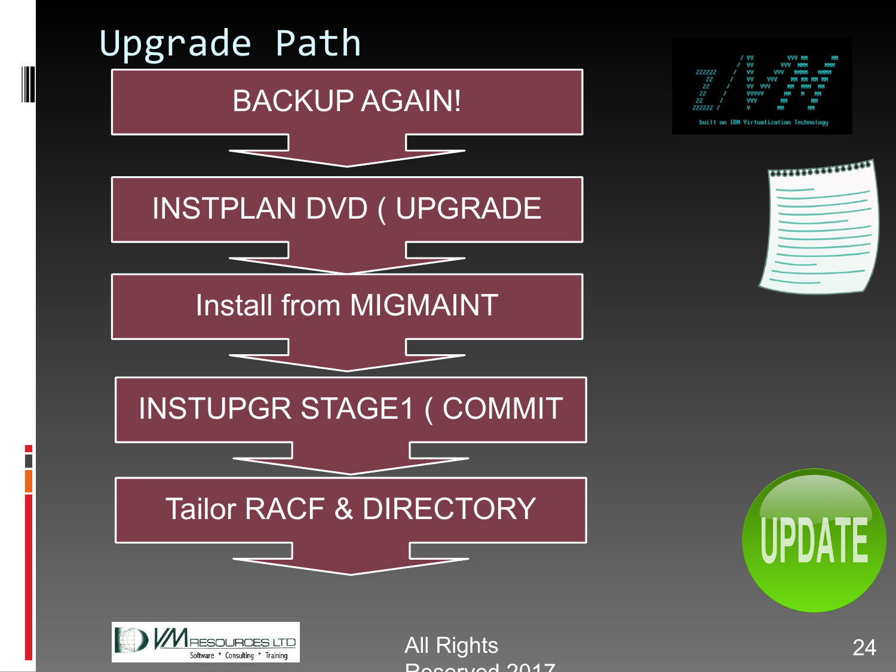# Upgrade Path

1. BACKUP AGAIN!
2. INSTPLAN DVD ( UPGRADE
3. Install from MIGMAINT
4. INSTUPGR STAGE1 ( COMMIT
5. Tailor RACF & DIRECTORY

All Rights Reserved 2017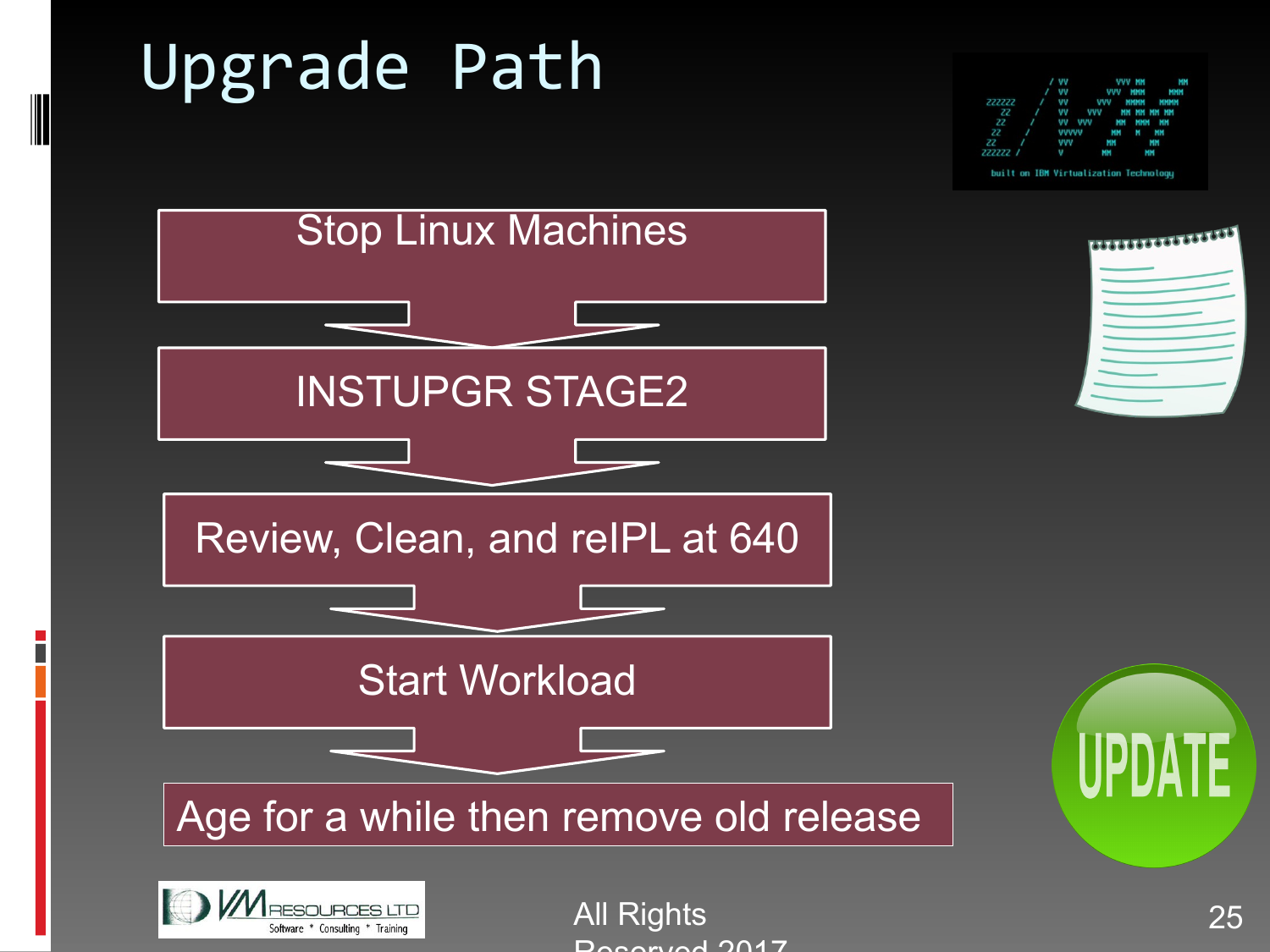# Upgrade Path

- Stop Linux Machines
- INSTUPGR STAGE2
- Review, Clean, and reIPL at 640
- Start Workload
- Age for a while then remove old release

All Rights Reserved 2017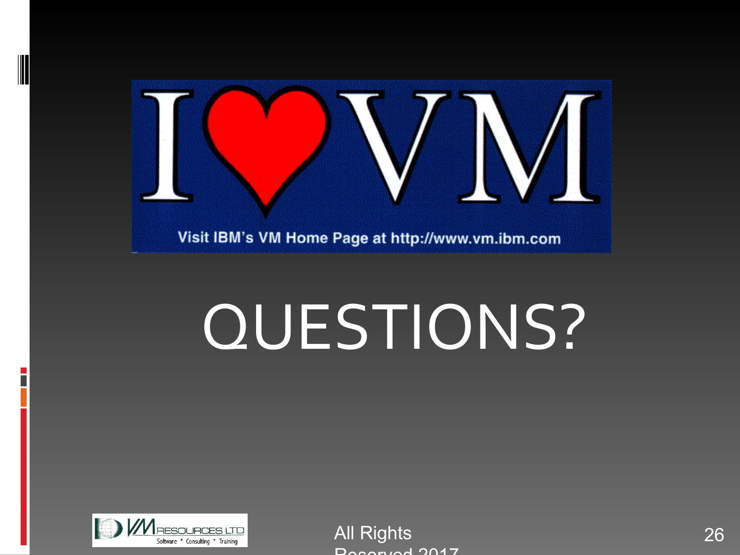I ♥ VM

Visit IBM's VM Home Page at http://www.vm.ibm.com

# QUESTIONS?

All Rights Reserved 2017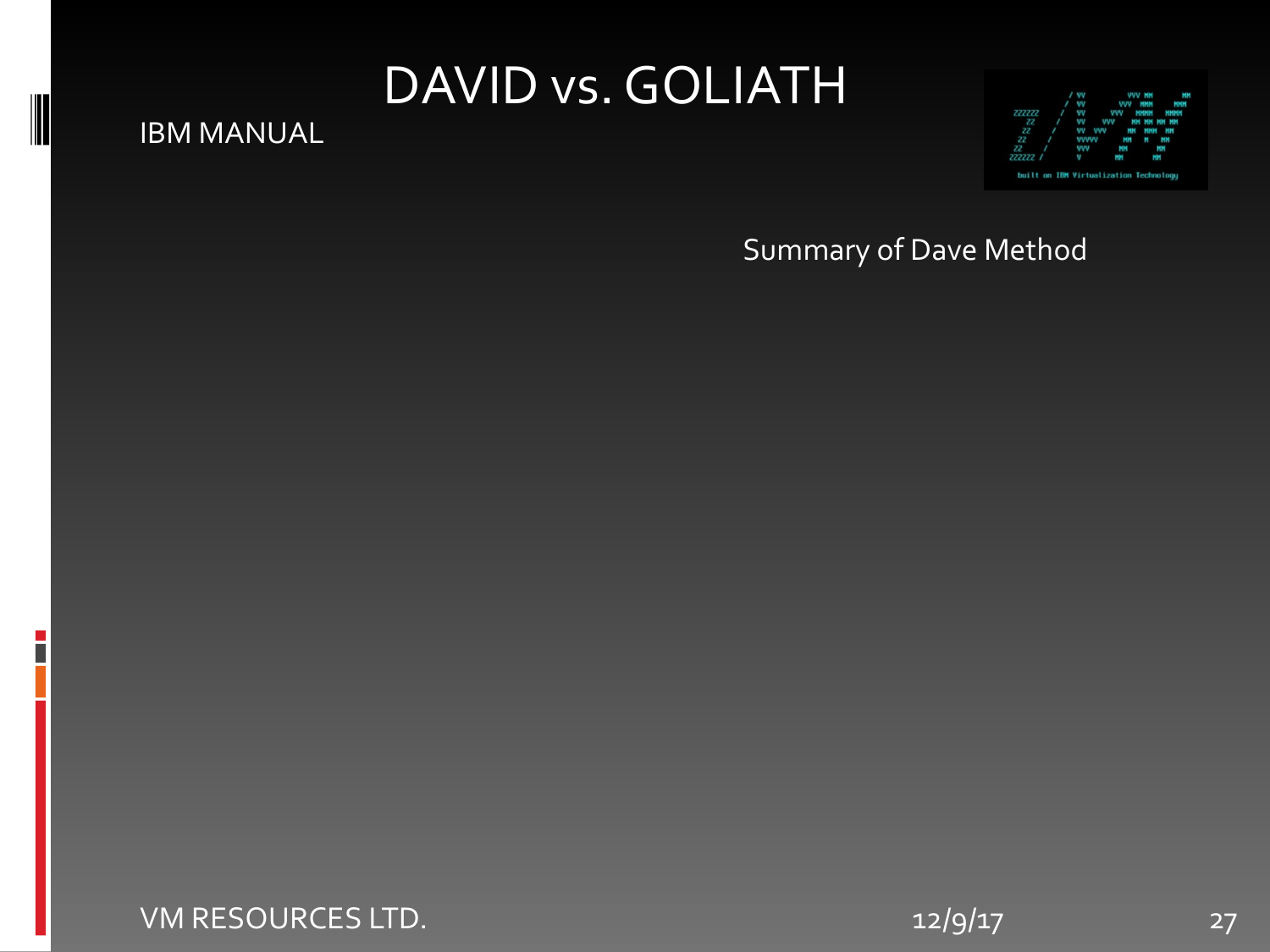# DAVID vs. GOLIATH

IBM MANUAL

Summary of Dave Method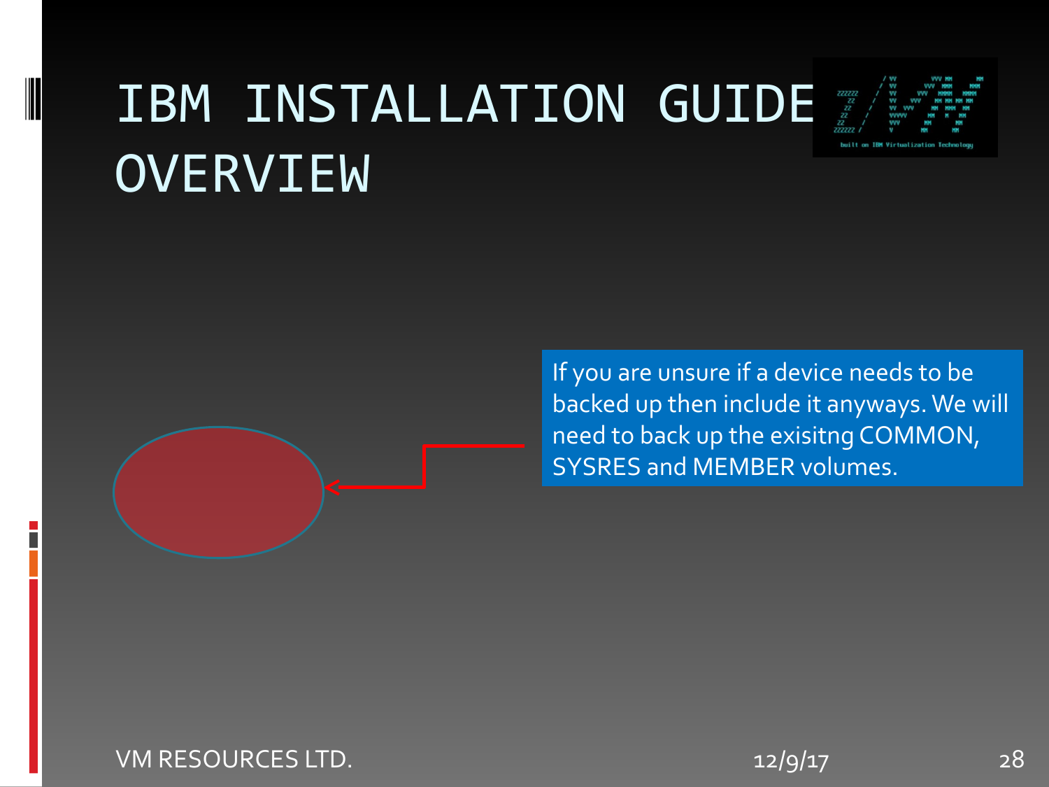# IBM INSTALLATION GUIDE OVERVIEW

If you are unsure if a device needs to be backed up then include it anyways. We will need to back up the exisitng COMMON, SYSRES and MEMBER volumes.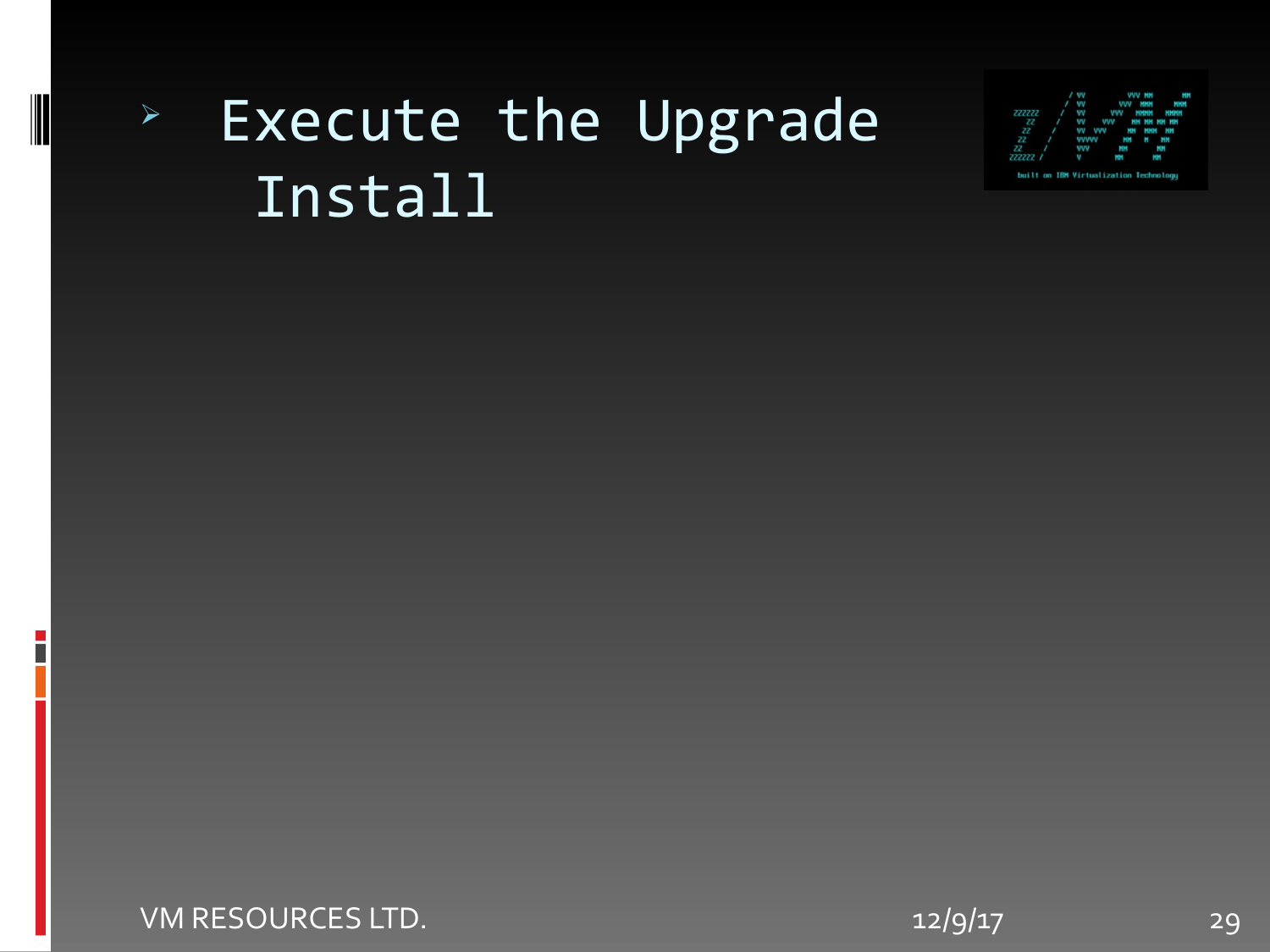- Execute the Upgrade Install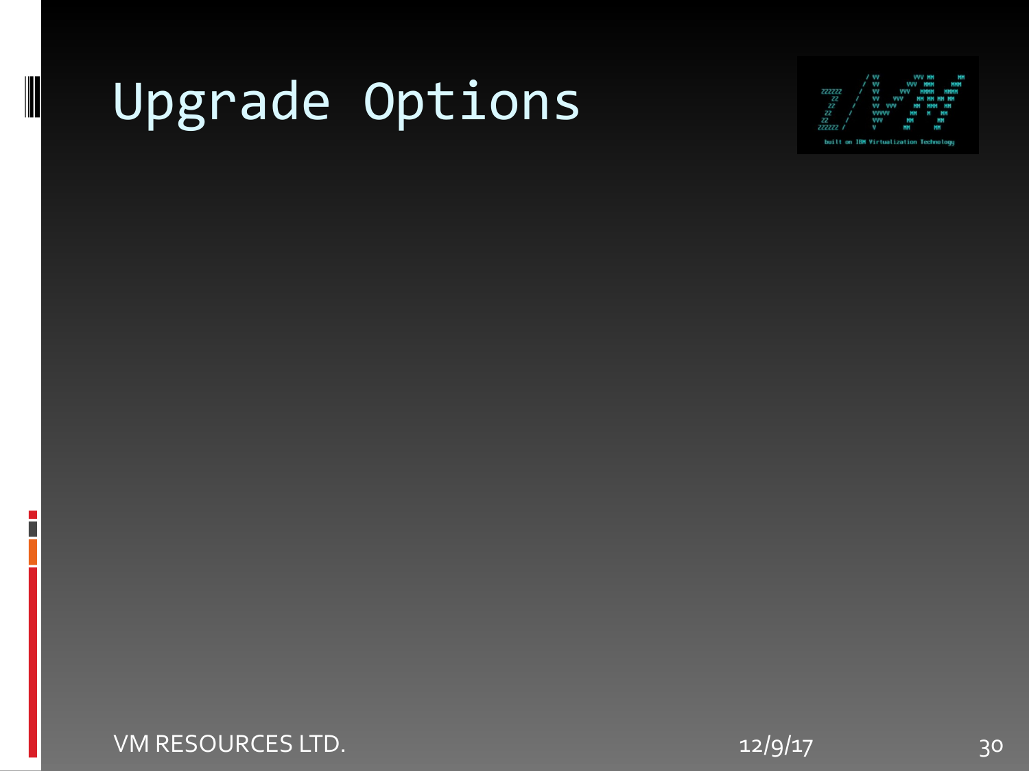# Upgrade Options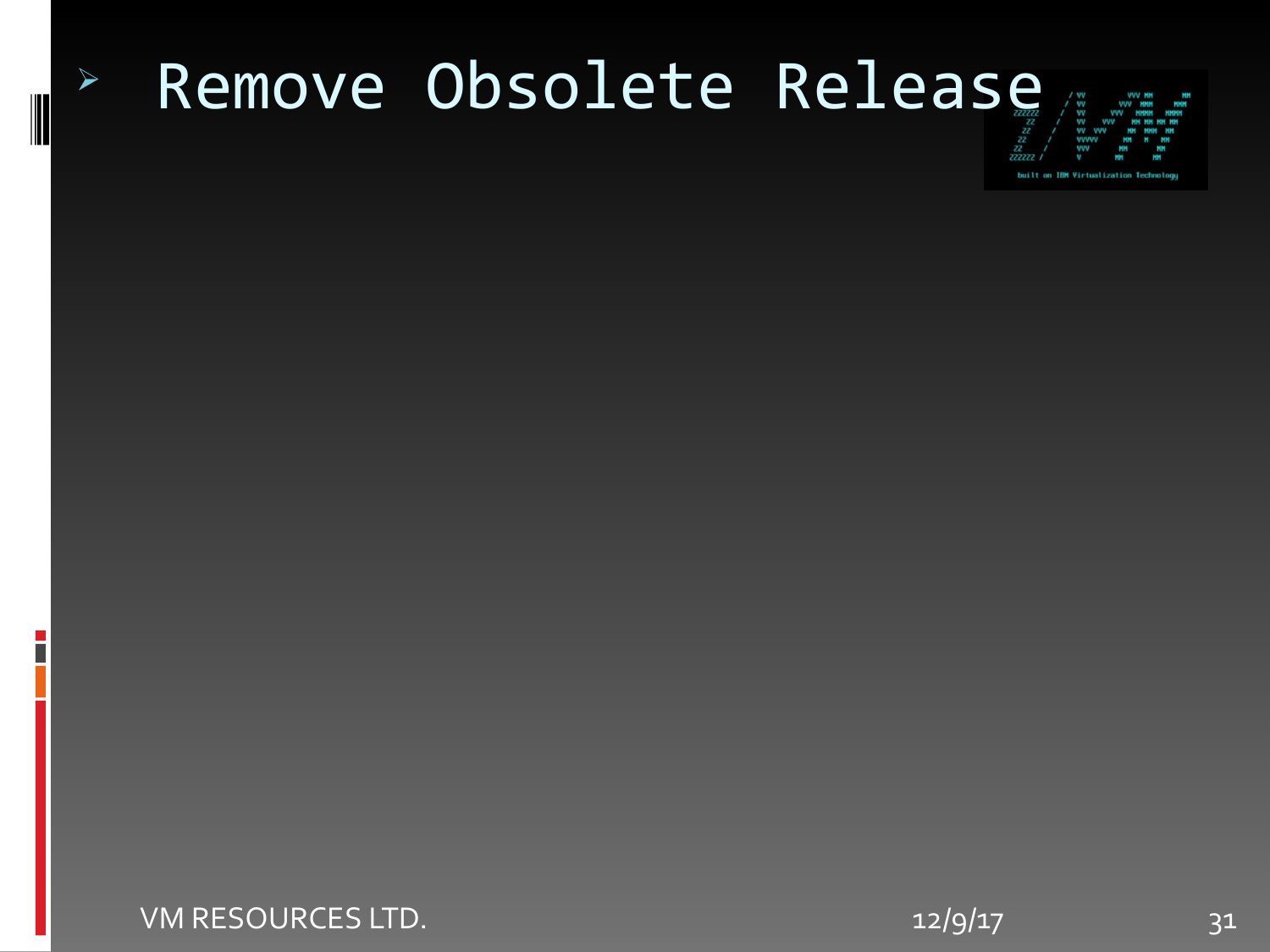- Remove Obsolete Release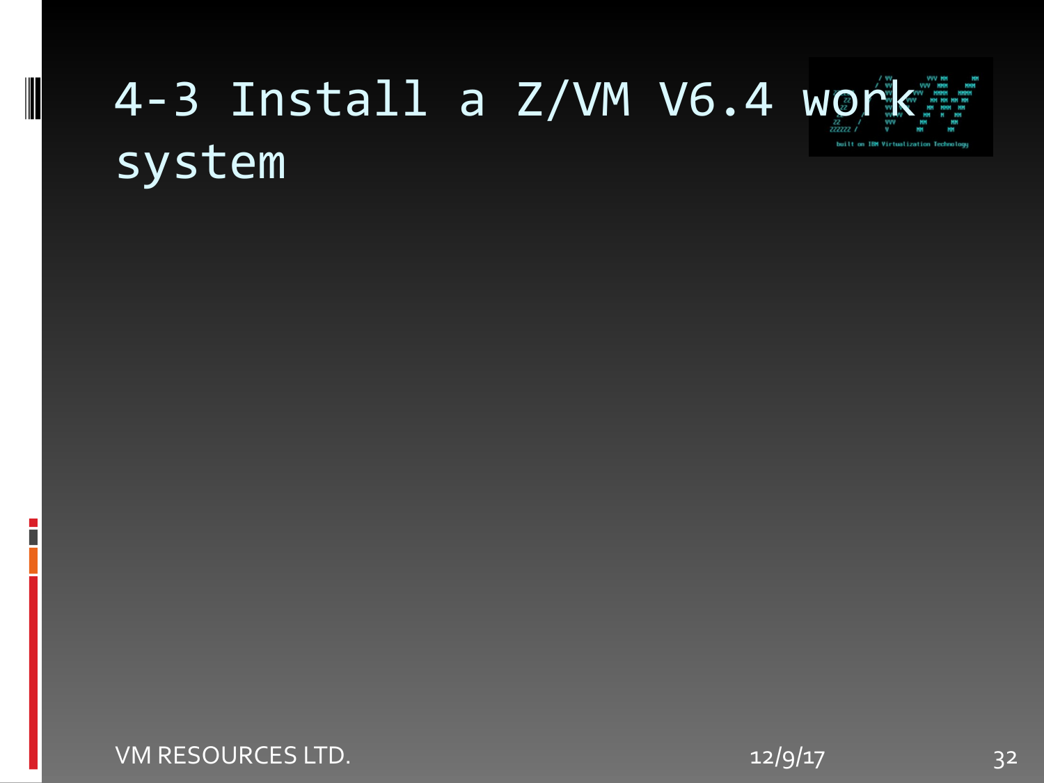# 4-3 Install a Z/VM V6.4 work system